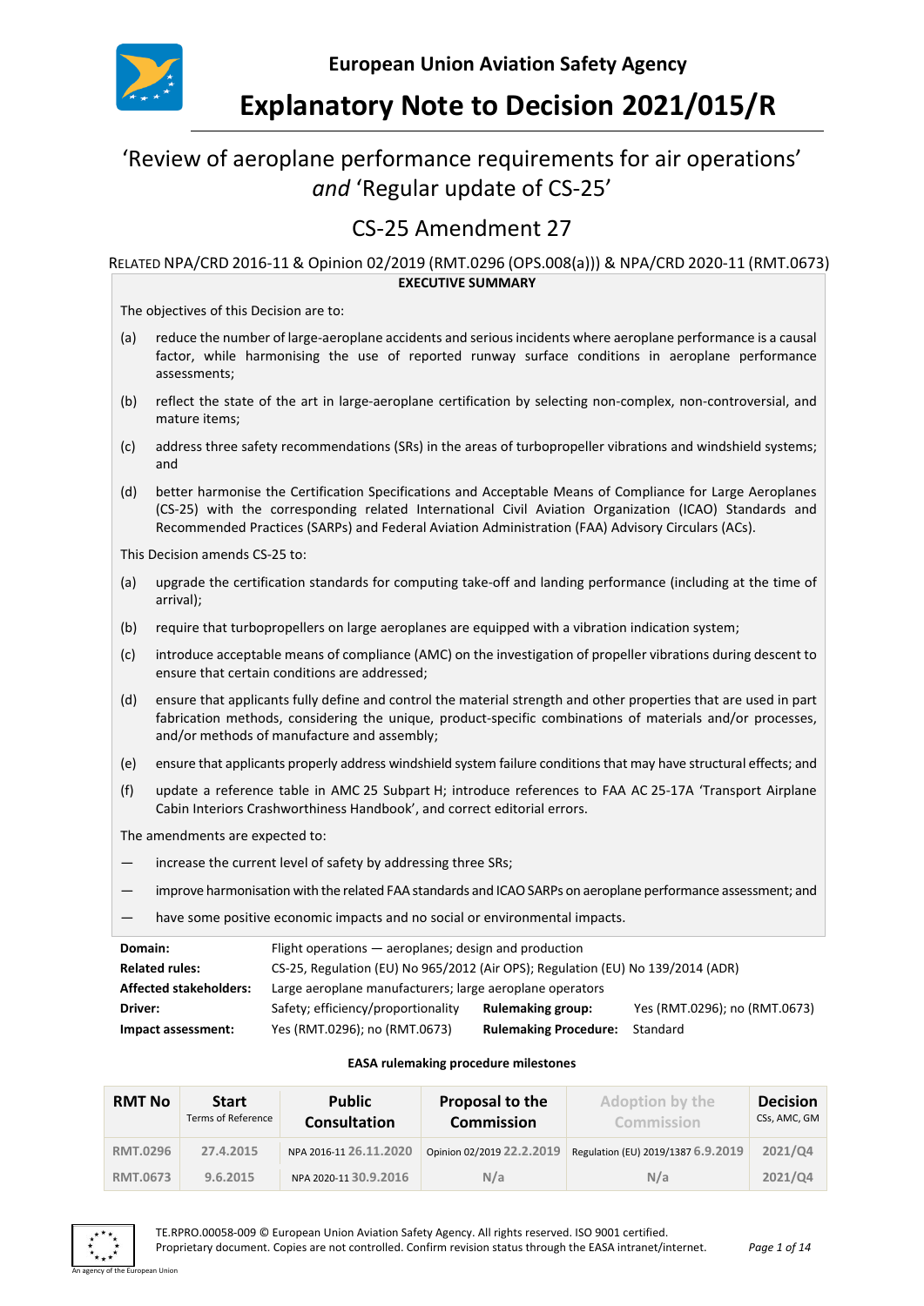**European Union Aviation Safety Agency**

# Explanatory Note to Decision 2021/015/R

## 'Review of aeroplane performance requirements for air operations' *and* 'Regular update of CS-25'

## CS-25 Amendment 27

RELATED NPA/CRD 2016-11 & Opinion 02/2019 (RMT.0296 (OPS.008(a))) & NPA/CRD 2020-11 (RMT.0673)

**EXECUTIVE SUMMARY**

The objectives of this Decision are to:

(a) reduce the number of large-aeroplane accidents and serious incidents where aeroplane performance is a causal factor, while harmonising the use of reported runway surface conditions in aeroplane performance assessments;

(b) reflect the state of the art in large-aeroplane certification by selecting non-complex, non-controversial, and mature items;

(c) address three safety recommendations (SRs) in the areas of turbopropeller vibrations and windshield systems; and

(d) better harmonise the Certification Specifications and Acceptable Means of Compliance for Large Aeroplanes (CS-25) with the corresponding related International Civil Aviation Organization (ICAO) Standards and Recommended Practices (SARPs) and Federal Aviation Administration (FAA) Advisory Circulars (ACs).

This Decision amends CS-25 to:

(a) upgrade the certification standards for computing take-off and landing performance (including at the time of arrival);

(b) require that turbopropellers on large aeroplanes are equipped with a vibration indication system;

(c) introduce acceptable means of compliance (AMC) on the investigation of propeller vibrations during descent to ensure that certain conditions are addressed;

(d) ensure that applicants fully define and control the material strength and other properties that are used in part fabrication methods, considering the unique, product-specific combinations of materials and/or processes, and/or methods of manufacture and assembly;

(e) ensure that applicants properly address windshield system failure conditions that may have structural effects; and

(f) update a reference table in AMC 25 Subpart H; introduce references to FAA AC 25-17A 'Transport Airplane Cabin Interiors Crashworthiness Handbook', and correct editorial errors.

The amendments are expected to:

— increase the current level of safety by addressing three SRs;

— improve harmonisation with the related FAA standards and ICAO SARPs on aeroplane performance assessment; and

— have some positive economic impacts and no social or environmental impacts.

| | | | |
|---|---|---|---|
| **Domain:** | Flight operations — aeroplanes; design and production | | |
| **Related rules:** | CS-25, Regulation (EU) No 965/2012 (Air OPS); Regulation (EU) No 139/2014 (ADR) | | |
| **Affected stakeholders:** | Large aeroplane manufacturers; large aeroplane operators | | |
| **Driver:** | Safety; efficiency/proportionality | **Rulemaking group:** | Yes (RMT.0296); no (RMT.0673) |
| **Impact assessment:** | Yes (RMT.0296); no (RMT.0673) | **Rulemaking Procedure:** | Standard |

**EASA rulemaking procedure milestones**

| RMT No | Start<br>Terms of Reference | Public Consultation | Proposal to the Commission | Adoption by the Commission | Decision<br>CSs, AMC, GM |
|---|---|---|---|---|---|
| RMT.0296 | 27.4.2015 | NPA 2016-11 26.11.2020 | Opinion 02/2019 22.2.2019 | Regulation (EU) 2019/1387 6.9.2019 | 2021/Q4 |
| RMT.0673 | 9.6.2015 | NPA 2020-11 30.9.2016 | N/a | N/a | 2021/Q4 |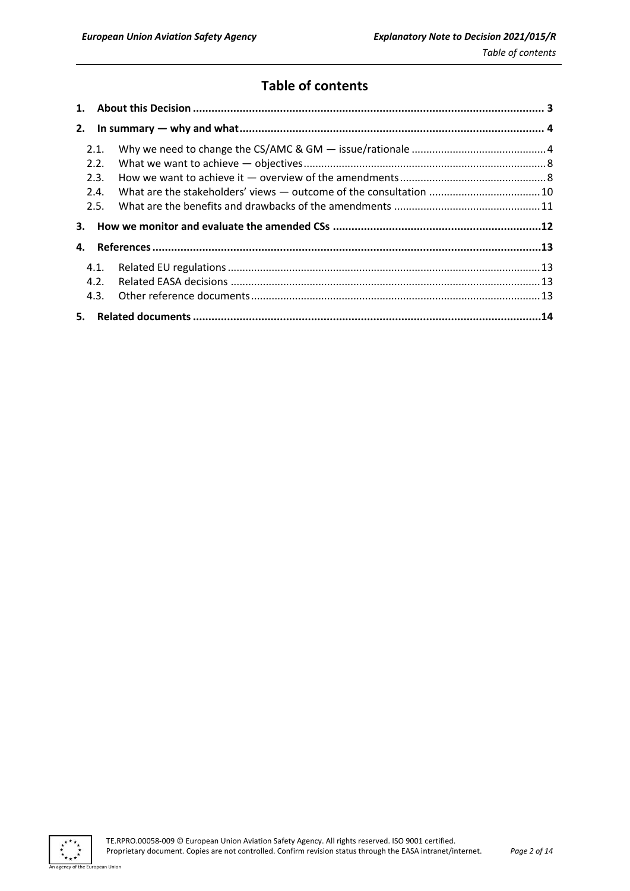# Table of contents

1. **About this Decision** ............................................................................................................. 3
2. **In summary — why and what** ............................................................................................. 4
   - 2.1. Why we need to change the CS/AMC & GM — issue/rationale ............................................ 4
   - 2.2. What we want to achieve — objectives ................................................................................ 8
   - 2.3. How we want to achieve it — overview of the amendments ............................................... 8
   - 2.4. What are the stakeholders' views — outcome of the consultation ...................................... 10
   - 2.5. What are the benefits and drawbacks of the amendments ................................................. 11
3. **How we monitor and evaluate the amended CSs** ............................................................... 12
4. **References** ........................................................................................................................ 13
   - 4.1. Related EU regulations ........................................................................................................ 13
   - 4.2. Related EASA decisions ...................................................................................................... 13
   - 4.3. Other reference documents ................................................................................................ 13
5. **Related documents** ............................................................................................................ 14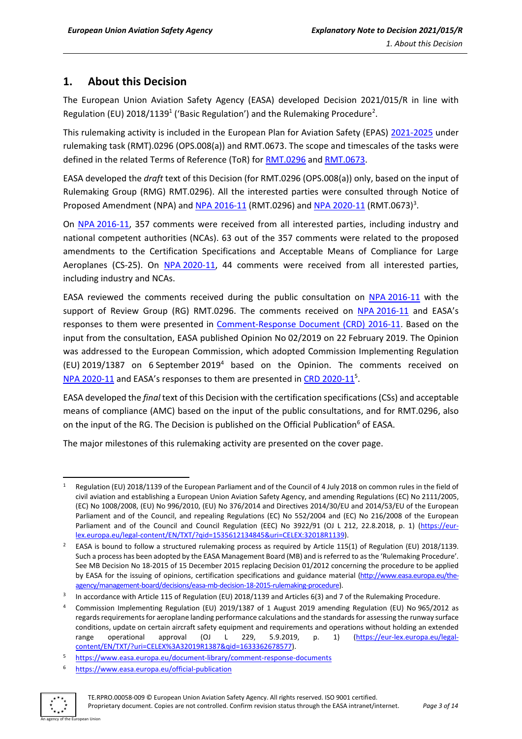## 1. About this Decision

The European Union Aviation Safety Agency (EASA) developed Decision 2021/015/R in line with Regulation (EU) 2018/1139[1] ('Basic Regulation') and the Rulemaking Procedure[2].

This rulemaking activity is included in the European Plan for Aviation Safety (EPAS) 2021-2025 under rulemaking task (RMT).0296 (OPS.008(a)) and RMT.0673. The scope and timescales of the tasks were defined in the related Terms of Reference (ToR) for RMT.0296 and RMT.0673.

EASA developed the *draft* text of this Decision (for RMT.0296 (OPS.008(a)) only, based on the input of Rulemaking Group (RMG) RMT.0296. All the interested parties were consulted through Notice of Proposed Amendment (NPA) and NPA 2016-11 (RMT.0296) and NPA 2020-11 (RMT.0673)[3].

On NPA 2016-11, 357 comments were received from all interested parties, including industry and national competent authorities (NCAs). 63 out of the 357 comments were related to the proposed amendments to the Certification Specifications and Acceptable Means of Compliance for Large Aeroplanes (CS-25). On NPA 2020-11, 44 comments were received from all interested parties, including industry and NCAs.

EASA reviewed the comments received during the public consultation on NPA 2016-11 with the support of Review Group (RG) RMT.0296. The comments received on NPA 2016-11 and EASA's responses to them were presented in Comment-Response Document (CRD) 2016-11. Based on the input from the consultation, EASA published Opinion No 02/2019 on 22 February 2019. The Opinion was addressed to the European Commission, which adopted Commission Implementing Regulation (EU) 2019/1387 on 6 September 2019[4] based on the Opinion. The comments received on NPA 2020-11 and EASA's responses to them are presented in CRD 2020-11[5].

EASA developed the *final* text of this Decision with the certification specifications (CSs) and acceptable means of compliance (AMC) based on the input of the public consultations, and for RMT.0296, also on the input of the RG. The Decision is published on the Official Publication[6] of EASA.

The major milestones of this rulemaking activity are presented on the cover page.

---

[1] Regulation (EU) 2018/1139 of the European Parliament and of the Council of 4 July 2018 on common rules in the field of civil aviation and establishing a European Union Aviation Safety Agency, and amending Regulations (EC) No 2111/2005, (EC) No 1008/2008, (EU) No 996/2010, (EU) No 376/2014 and Directives 2014/30/EU and 2014/53/EU of the European Parliament and of the Council, and repealing Regulations (EC) No 552/2004 and (EC) No 216/2008 of the European Parliament and of the Council and Council Regulation (EEC) No 3922/91 (OJ L 212, 22.8.2018, p. 1) (https://eur-lex.europa.eu/legal-content/EN/TXT/?qid=1535612134845&uri=CELEX:32018R1139).

[2] EASA is bound to follow a structured rulemaking process as required by Article 115(1) of Regulation (EU) 2018/1139. Such a process has been adopted by the EASA Management Board (MB) and is referred to as the 'Rulemaking Procedure'. See MB Decision No 18-2015 of 15 December 2015 replacing Decision 01/2012 concerning the procedure to be applied by EASA for the issuing of opinions, certification specifications and guidance material (http://www.easa.europa.eu/the-agency/management-board/decisions/easa-mb-decision-18-2015-rulemaking-procedure).

[3] In accordance with Article 115 of Regulation (EU) 2018/1139 and Articles 6(3) and 7 of the Rulemaking Procedure.

[4] Commission Implementing Regulation (EU) 2019/1387 of 1 August 2019 amending Regulation (EU) No 965/2012 as regards requirements for aeroplane landing performance calculations and the standards for assessing the runway surface conditions, update on certain aircraft safety equipment and requirements and operations without holding an extended range operational approval (OJ L 229, 5.9.2019, p. 1) (https://eur-lex.europa.eu/legal-content/EN/TXT/?uri=CELEX%3A32019R1387&qid=1633362678577).

[5] https://www.easa.europa.eu/document-library/comment-response-documents

[6] https://www.easa.europa.eu/official-publication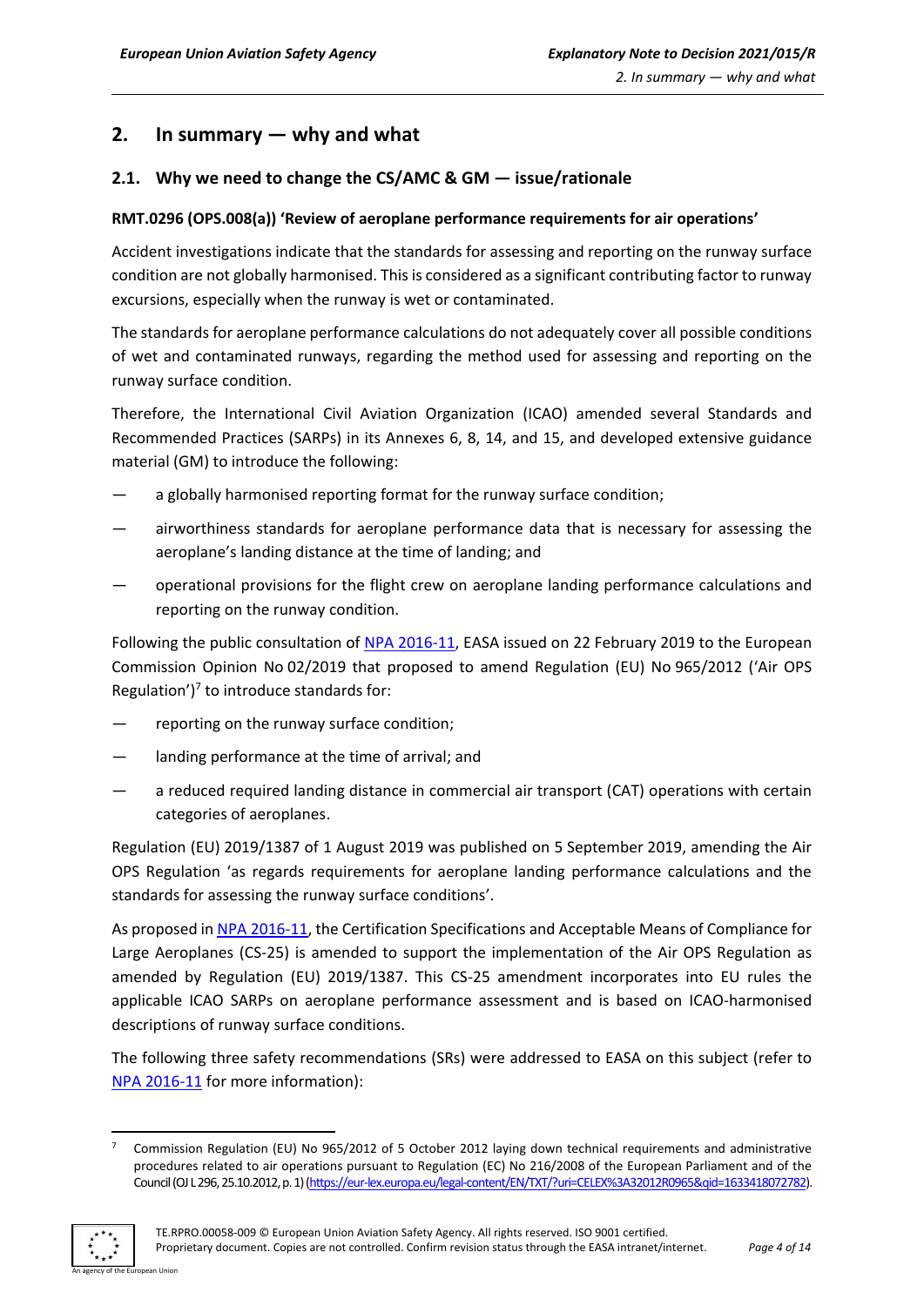## 2. In summary — why and what

### 2.1. Why we need to change the CS/AMC & GM — issue/rationale

**RMT.0296 (OPS.008(a)) 'Review of aeroplane performance requirements for air operations'**

Accident investigations indicate that the standards for assessing and reporting on the runway surface condition are not globally harmonised. This is considered as a significant contributing factor to runway excursions, especially when the runway is wet or contaminated.

The standards for aeroplane performance calculations do not adequately cover all possible conditions of wet and contaminated runways, regarding the method used for assessing and reporting on the runway surface condition.

Therefore, the International Civil Aviation Organization (ICAO) amended several Standards and Recommended Practices (SARPs) in its Annexes 6, 8, 14, and 15, and developed extensive guidance material (GM) to introduce the following:

— a globally harmonised reporting format for the runway surface condition;

— airworthiness standards for aeroplane performance data that is necessary for assessing the aeroplane's landing distance at the time of landing; and

— operational provisions for the flight crew on aeroplane landing performance calculations and reporting on the runway condition.

Following the public consultation of NPA 2016-11, EASA issued on 22 February 2019 to the European Commission Opinion No 02/2019 that proposed to amend Regulation (EU) No 965/2012 ('Air OPS Regulation')[7] to introduce standards for:

— reporting on the runway surface condition;

— landing performance at the time of arrival; and

— a reduced required landing distance in commercial air transport (CAT) operations with certain categories of aeroplanes.

Regulation (EU) 2019/1387 of 1 August 2019 was published on 5 September 2019, amending the Air OPS Regulation 'as regards requirements for aeroplane landing performance calculations and the standards for assessing the runway surface conditions'.

As proposed in NPA 2016-11, the Certification Specifications and Acceptable Means of Compliance for Large Aeroplanes (CS-25) is amended to support the implementation of the Air OPS Regulation as amended by Regulation (EU) 2019/1387. This CS-25 amendment incorporates into EU rules the applicable ICAO SARPs on aeroplane performance assessment and is based on ICAO-harmonised descriptions of runway surface conditions.

The following three safety recommendations (SRs) were addressed to EASA on this subject (refer to NPA 2016-11 for more information):

---

[7] Commission Regulation (EU) No 965/2012 of 5 October 2012 laying down technical requirements and administrative procedures related to air operations pursuant to Regulation (EC) No 216/2008 of the European Parliament and of the Council (OJ L 296, 25.10.2012, p. 1) (https://eur-lex.europa.eu/legal-content/EN/TXT/?uri=CELEX%3A32012R0965&qid=1633418072782).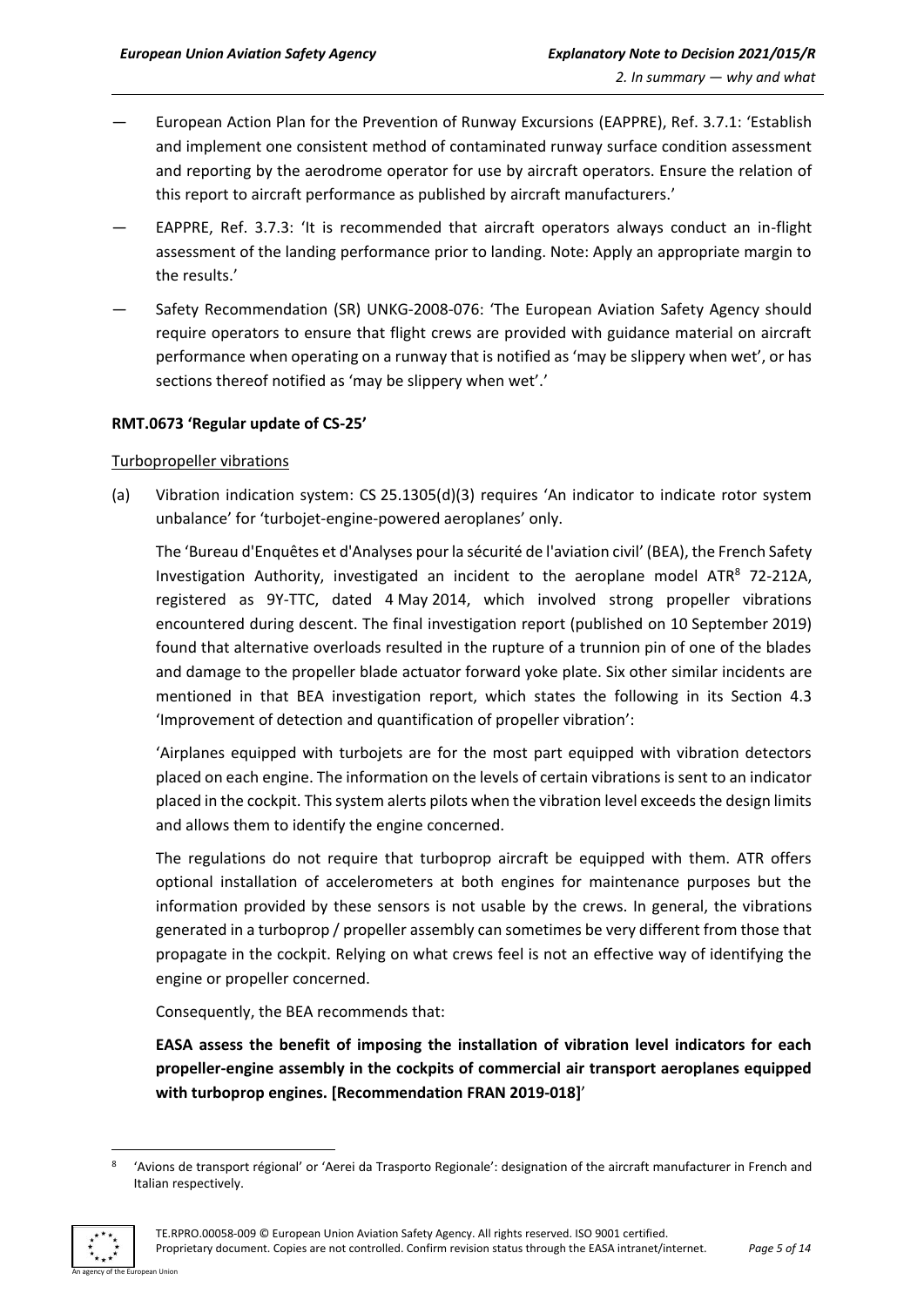— European Action Plan for the Prevention of Runway Excursions (EAPPRE), Ref. 3.7.1: 'Establish and implement one consistent method of contaminated runway surface condition assessment and reporting by the aerodrome operator for use by aircraft operators. Ensure the relation of this report to aircraft performance as published by aircraft manufacturers.'

— EAPPRE, Ref. 3.7.3: 'It is recommended that aircraft operators always conduct an in-flight assessment of the landing performance prior to landing. Note: Apply an appropriate margin to the results.'

— Safety Recommendation (SR) UNKG-2008-076: 'The European Aviation Safety Agency should require operators to ensure that flight crews are provided with guidance material on aircraft performance when operating on a runway that is notified as 'may be slippery when wet', or has sections thereof notified as 'may be slippery when wet'.'

**RMT.0673 'Regular update of CS-25'**

Turbopropeller vibrations

(a) Vibration indication system: CS 25.1305(d)(3) requires 'An indicator to indicate rotor system unbalance' for 'turbojet-engine-powered aeroplanes' only.

The 'Bureau d'Enquêtes et d'Analyses pour la sécurité de l'aviation civil' (BEA), the French Safety Investigation Authority, investigated an incident to the aeroplane model ATR[8] 72-212A, registered as 9Y-TTC, dated 4 May 2014, which involved strong propeller vibrations encountered during descent. The final investigation report (published on 10 September 2019) found that alternative overloads resulted in the rupture of a trunnion pin of one of the blades and damage to the propeller blade actuator forward yoke plate. Six other similar incidents are mentioned in that BEA investigation report, which states the following in its Section 4.3 'Improvement of detection and quantification of propeller vibration':

'Airplanes equipped with turbojets are for the most part equipped with vibration detectors placed on each engine. The information on the levels of certain vibrations is sent to an indicator placed in the cockpit. This system alerts pilots when the vibration level exceeds the design limits and allows them to identify the engine concerned.

The regulations do not require that turboprop aircraft be equipped with them. ATR offers optional installation of accelerometers at both engines for maintenance purposes but the information provided by these sensors is not usable by the crews. In general, the vibrations generated in a turboprop / propeller assembly can sometimes be very different from those that propagate in the cockpit. Relying on what crews feel is not an effective way of identifying the engine or propeller concerned.

Consequently, the BEA recommends that:

**EASA assess the benefit of imposing the installation of vibration level indicators for each propeller-engine assembly in the cockpits of commercial air transport aeroplanes equipped with turboprop engines. [Recommendation FRAN 2019-018]**'

---

[8] 'Avions de transport régional' or 'Aerei da Trasporto Regionale': designation of the aircraft manufacturer in French and Italian respectively.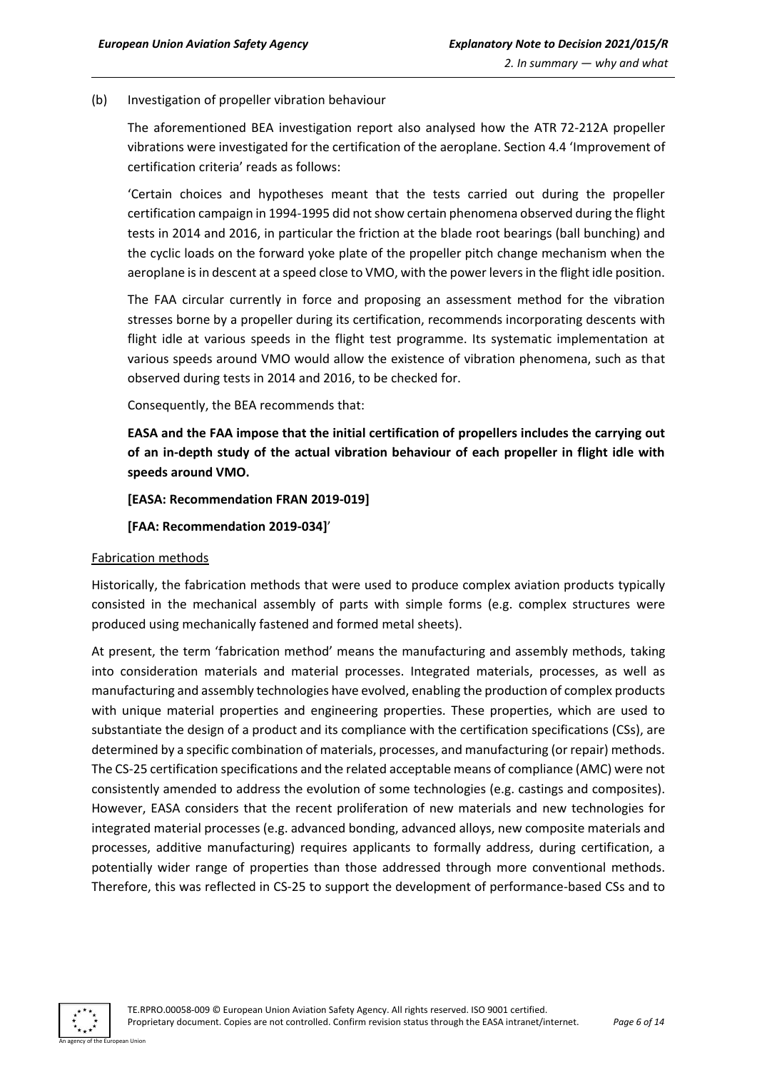(b) Investigation of propeller vibration behaviour

The aforementioned BEA investigation report also analysed how the ATR 72-212A propeller vibrations were investigated for the certification of the aeroplane. Section 4.4 'Improvement of certification criteria' reads as follows:

'Certain choices and hypotheses meant that the tests carried out during the propeller certification campaign in 1994-1995 did not show certain phenomena observed during the flight tests in 2014 and 2016, in particular the friction at the blade root bearings (ball bunching) and the cyclic loads on the forward yoke plate of the propeller pitch change mechanism when the aeroplane is in descent at a speed close to VMO, with the power levers in the flight idle position.

The FAA circular currently in force and proposing an assessment method for the vibration stresses borne by a propeller during its certification, recommends incorporating descents with flight idle at various speeds in the flight test programme. Its systematic implementation at various speeds around VMO would allow the existence of vibration phenomena, such as that observed during tests in 2014 and 2016, to be checked for.

Consequently, the BEA recommends that:

**EASA and the FAA impose that the initial certification of propellers includes the carrying out of an in-depth study of the actual vibration behaviour of each propeller in flight idle with speeds around VMO.**

**[EASA: Recommendation FRAN 2019-019]**

**[FAA: Recommendation 2019-034]**'

Fabrication methods

Historically, the fabrication methods that were used to produce complex aviation products typically consisted in the mechanical assembly of parts with simple forms (e.g. complex structures were produced using mechanically fastened and formed metal sheets).

At present, the term 'fabrication method' means the manufacturing and assembly methods, taking into consideration materials and material processes. Integrated materials, processes, as well as manufacturing and assembly technologies have evolved, enabling the production of complex products with unique material properties and engineering properties. These properties, which are used to substantiate the design of a product and its compliance with the certification specifications (CSs), are determined by a specific combination of materials, processes, and manufacturing (or repair) methods. The CS-25 certification specifications and the related acceptable means of compliance (AMC) were not consistently amended to address the evolution of some technologies (e.g. castings and composites). However, EASA considers that the recent proliferation of new materials and new technologies for integrated material processes (e.g. advanced bonding, advanced alloys, new composite materials and processes, additive manufacturing) requires applicants to formally address, during certification, a potentially wider range of properties than those addressed through more conventional methods. Therefore, this was reflected in CS-25 to support the development of performance-based CSs and to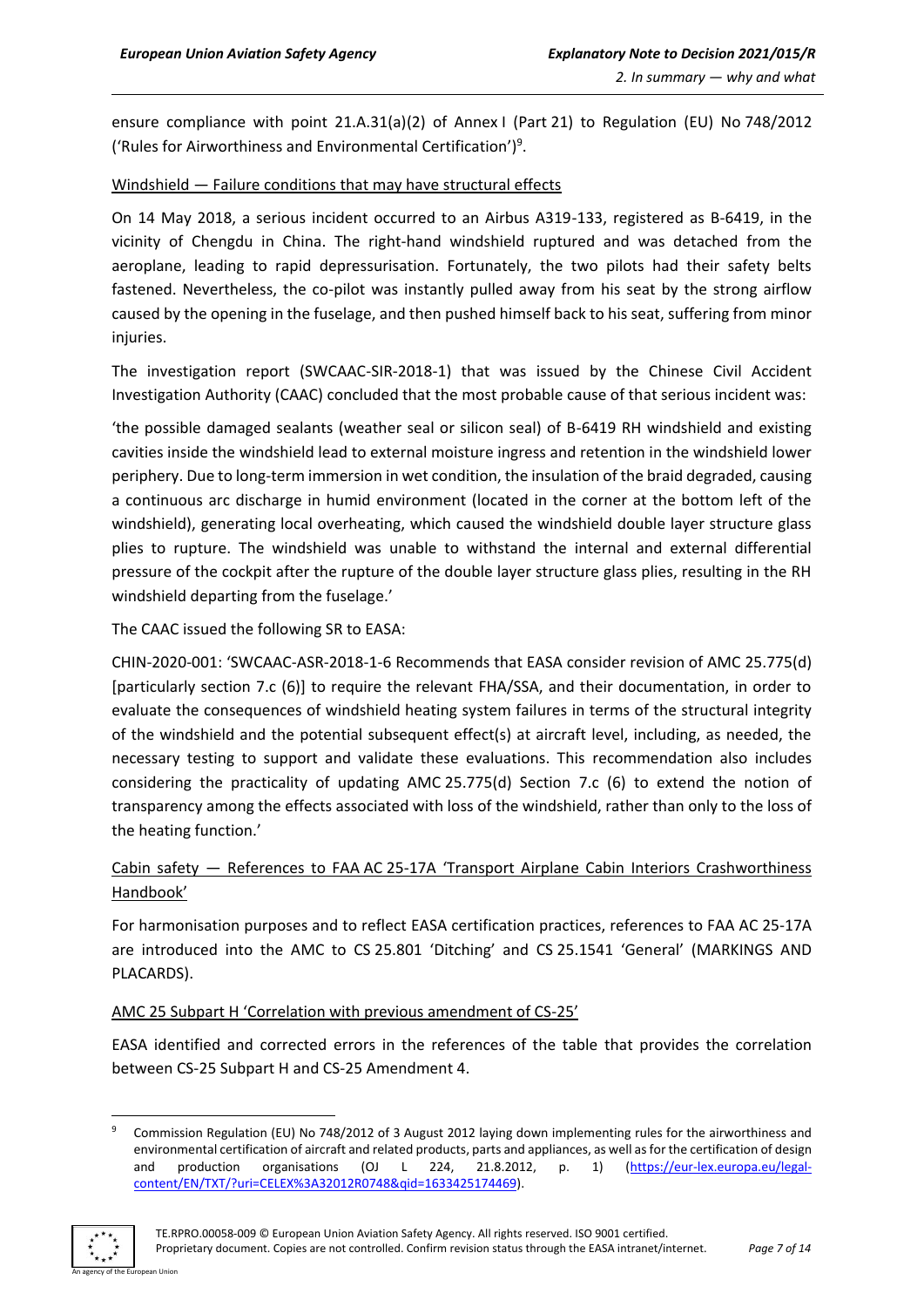ensure compliance with point 21.A.31(a)(2) of Annex I (Part 21) to Regulation (EU) No 748/2012 ('Rules for Airworthiness and Environmental Certification')[9].

Windshield — Failure conditions that may have structural effects

On 14 May 2018, a serious incident occurred to an Airbus A319-133, registered as B-6419, in the vicinity of Chengdu in China. The right-hand windshield ruptured and was detached from the aeroplane, leading to rapid depressurisation. Fortunately, the two pilots had their safety belts fastened. Nevertheless, the co-pilot was instantly pulled away from his seat by the strong airflow caused by the opening in the fuselage, and then pushed himself back to his seat, suffering from minor injuries.

The investigation report (SWCAAC-SIR-2018-1) that was issued by the Chinese Civil Accident Investigation Authority (CAAC) concluded that the most probable cause of that serious incident was:

'the possible damaged sealants (weather seal or silicon seal) of B-6419 RH windshield and existing cavities inside the windshield lead to external moisture ingress and retention in the windshield lower periphery. Due to long-term immersion in wet condition, the insulation of the braid degraded, causing a continuous arc discharge in humid environment (located in the corner at the bottom left of the windshield), generating local overheating, which caused the windshield double layer structure glass plies to rupture. The windshield was unable to withstand the internal and external differential pressure of the cockpit after the rupture of the double layer structure glass plies, resulting in the RH windshield departing from the fuselage.'

The CAAC issued the following SR to EASA:

CHIN-2020-001: 'SWCAAC-ASR-2018-1-6 Recommends that EASA consider revision of AMC 25.775(d) [particularly section 7.c (6)] to require the relevant FHA/SSA, and their documentation, in order to evaluate the consequences of windshield heating system failures in terms of the structural integrity of the windshield and the potential subsequent effect(s) at aircraft level, including, as needed, the necessary testing to support and validate these evaluations. This recommendation also includes considering the practicality of updating AMC 25.775(d) Section 7.c (6) to extend the notion of transparency among the effects associated with loss of the windshield, rather than only to the loss of the heating function.'

Cabin safety — References to FAA AC 25-17A 'Transport Airplane Cabin Interiors Crashworthiness Handbook'

For harmonisation purposes and to reflect EASA certification practices, references to FAA AC 25-17A are introduced into the AMC to CS 25.801 'Ditching' and CS 25.1541 'General' (MARKINGS AND PLACARDS).

AMC 25 Subpart H 'Correlation with previous amendment of CS-25'

EASA identified and corrected errors in the references of the table that provides the correlation between CS-25 Subpart H and CS-25 Amendment 4.

[9] Commission Regulation (EU) No 748/2012 of 3 August 2012 laying down implementing rules for the airworthiness and environmental certification of aircraft and related products, parts and appliances, as well as for the certification of design and production organisations (OJ L 224, 21.8.2012, p. 1) (https://eur-lex.europa.eu/legal-content/EN/TXT/?uri=CELEX%3A32012R0748&qid=1633425174469).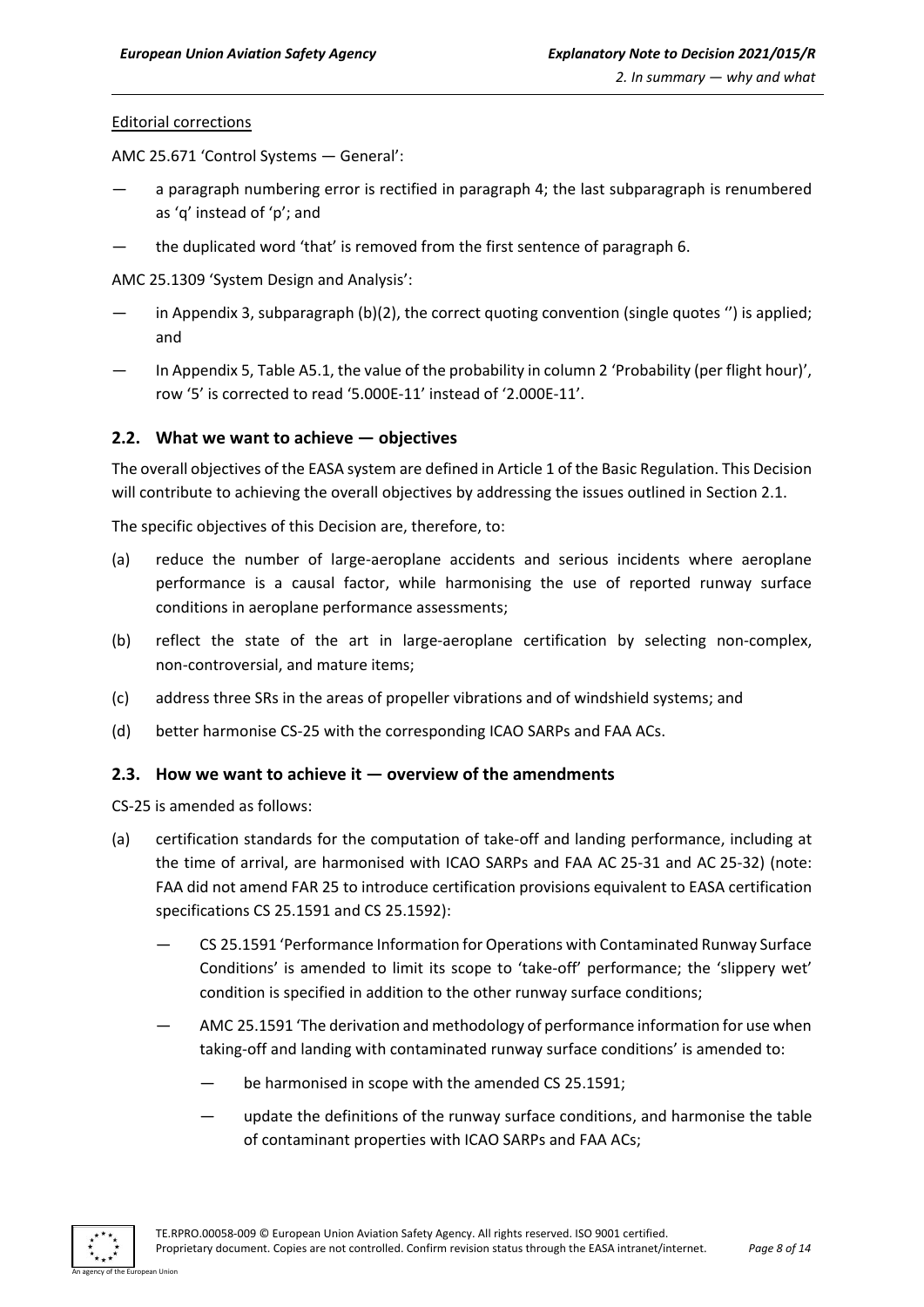Editorial corrections

AMC 25.671 'Control Systems — General':

— a paragraph numbering error is rectified in paragraph 4; the last subparagraph is renumbered as 'q' instead of 'p'; and

— the duplicated word 'that' is removed from the first sentence of paragraph 6.

AMC 25.1309 'System Design and Analysis':

— in Appendix 3, subparagraph (b)(2), the correct quoting convention (single quotes '') is applied; and

— In Appendix 5, Table A5.1, the value of the probability in column 2 'Probability (per flight hour)', row '5' is corrected to read '5.000E-11' instead of '2.000E-11'.

## 2.2. What we want to achieve — objectives

The overall objectives of the EASA system are defined in Article 1 of the Basic Regulation. This Decision will contribute to achieving the overall objectives by addressing the issues outlined in Section 2.1.

The specific objectives of this Decision are, therefore, to:

(a) reduce the number of large-aeroplane accidents and serious incidents where aeroplane performance is a causal factor, while harmonising the use of reported runway surface conditions in aeroplane performance assessments;

(b) reflect the state of the art in large-aeroplane certification by selecting non-complex, non-controversial, and mature items;

(c) address three SRs in the areas of propeller vibrations and of windshield systems; and

(d) better harmonise CS-25 with the corresponding ICAO SARPs and FAA ACs.

## 2.3. How we want to achieve it — overview of the amendments

CS-25 is amended as follows:

(a) certification standards for the computation of take-off and landing performance, including at the time of arrival, are harmonised with ICAO SARPs and FAA AC 25-31 and AC 25-32) (note: FAA did not amend FAR 25 to introduce certification provisions equivalent to EASA certification specifications CS 25.1591 and CS 25.1592):

  — CS 25.1591 'Performance Information for Operations with Contaminated Runway Surface Conditions' is amended to limit its scope to 'take-off' performance; the 'slippery wet' condition is specified in addition to the other runway surface conditions;

  — AMC 25.1591 'The derivation and methodology of performance information for use when taking-off and landing with contaminated runway surface conditions' is amended to:

    — be harmonised in scope with the amended CS 25.1591;

    — update the definitions of the runway surface conditions, and harmonise the table of contaminant properties with ICAO SARPs and FAA ACs;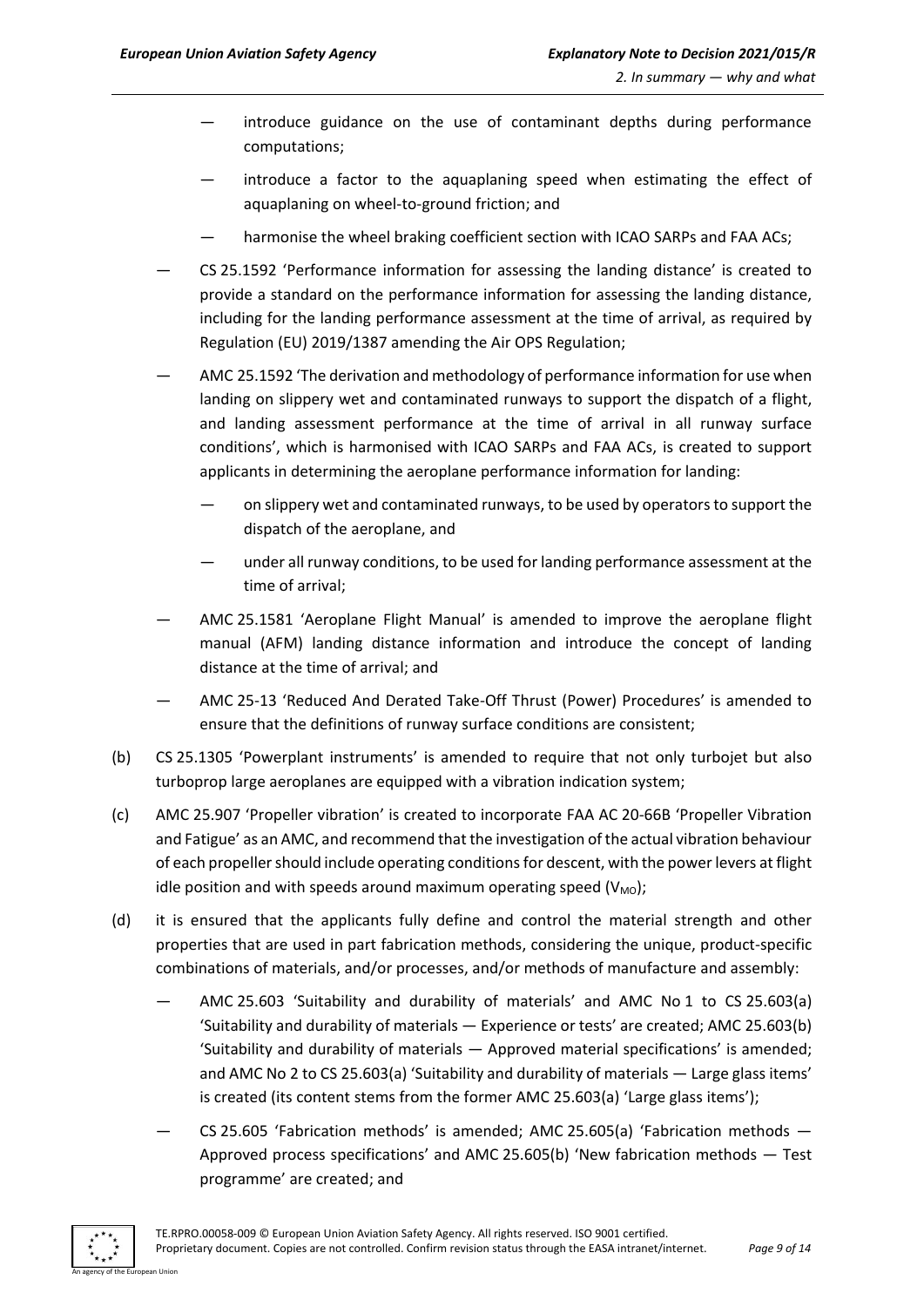— introduce guidance on the use of contaminant depths during performance computations;

— introduce a factor to the aquaplaning speed when estimating the effect of aquaplaning on wheel-to-ground friction; and

— harmonise the wheel braking coefficient section with ICAO SARPs and FAA ACs;

— CS 25.1592 'Performance information for assessing the landing distance' is created to provide a standard on the performance information for assessing the landing distance, including for the landing performance assessment at the time of arrival, as required by Regulation (EU) 2019/1387 amending the Air OPS Regulation;

— AMC 25.1592 'The derivation and methodology of performance information for use when landing on slippery wet and contaminated runways to support the dispatch of a flight, and landing assessment performance at the time of arrival in all runway surface conditions', which is harmonised with ICAO SARPs and FAA ACs, is created to support applicants in determining the aeroplane performance information for landing:

— on slippery wet and contaminated runways, to be used by operators to support the dispatch of the aeroplane, and

— under all runway conditions, to be used for landing performance assessment at the time of arrival;

— AMC 25.1581 'Aeroplane Flight Manual' is amended to improve the aeroplane flight manual (AFM) landing distance information and introduce the concept of landing distance at the time of arrival; and

— AMC 25-13 'Reduced And Derated Take-Off Thrust (Power) Procedures' is amended to ensure that the definitions of runway surface conditions are consistent;

(b) CS 25.1305 'Powerplant instruments' is amended to require that not only turbojet but also turboprop large aeroplanes are equipped with a vibration indication system;

(c) AMC 25.907 'Propeller vibration' is created to incorporate FAA AC 20-66B 'Propeller Vibration and Fatigue' as an AMC, and recommend that the investigation of the actual vibration behaviour of each propeller should include operating conditions for descent, with the power levers at flight idle position and with speeds around maximum operating speed ($V_{MO}$);

(d) it is ensured that the applicants fully define and control the material strength and other properties that are used in part fabrication methods, considering the unique, product-specific combinations of materials, and/or processes, and/or methods of manufacture and assembly:

— AMC 25.603 'Suitability and durability of materials' and AMC No 1 to CS 25.603(a) 'Suitability and durability of materials — Experience or tests' are created; AMC 25.603(b) 'Suitability and durability of materials — Approved material specifications' is amended; and AMC No 2 to CS 25.603(a) 'Suitability and durability of materials — Large glass items' is created (its content stems from the former AMC 25.603(a) 'Large glass items');

— CS 25.605 'Fabrication methods' is amended; AMC 25.605(a) 'Fabrication methods — Approved process specifications' and AMC 25.605(b) 'New fabrication methods — Test programme' are created; and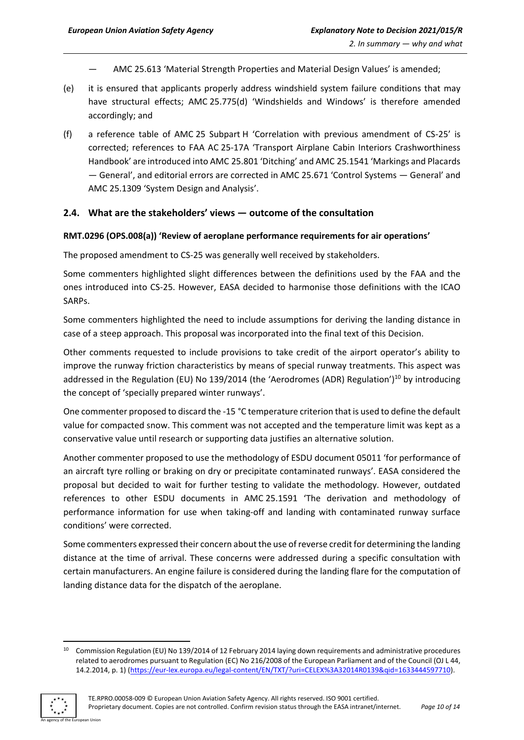— AMC 25.613 'Material Strength Properties and Material Design Values' is amended;

(e) it is ensured that applicants properly address windshield system failure conditions that may have structural effects; AMC 25.775(d) 'Windshields and Windows' is therefore amended accordingly; and

(f) a reference table of AMC 25 Subpart H 'Correlation with previous amendment of CS-25' is corrected; references to FAA AC 25-17A 'Transport Airplane Cabin Interiors Crashworthiness Handbook' are introduced into AMC 25.801 'Ditching' and AMC 25.1541 'Markings and Placards — General', and editorial errors are corrected in AMC 25.671 'Control Systems — General' and AMC 25.1309 'System Design and Analysis'.

## 2.4. What are the stakeholders' views — outcome of the consultation

**RMT.0296 (OPS.008(a)) 'Review of aeroplane performance requirements for air operations'**

The proposed amendment to CS-25 was generally well received by stakeholders.

Some commenters highlighted slight differences between the definitions used by the FAA and the ones introduced into CS-25. However, EASA decided to harmonise those definitions with the ICAO SARPs.

Some commenters highlighted the need to include assumptions for deriving the landing distance in case of a steep approach. This proposal was incorporated into the final text of this Decision.

Other comments requested to include provisions to take credit of the airport operator's ability to improve the runway friction characteristics by means of special runway treatments. This aspect was addressed in the Regulation (EU) No 139/2014 (the 'Aerodromes (ADR) Regulation')[10] by introducing the concept of 'specially prepared winter runways'.

One commenter proposed to discard the -15 °C temperature criterion that is used to define the default value for compacted snow. This comment was not accepted and the temperature limit was kept as a conservative value until research or supporting data justifies an alternative solution.

Another commenter proposed to use the methodology of ESDU document 05011 'for performance of an aircraft tyre rolling or braking on dry or precipitate contaminated runways'. EASA considered the proposal but decided to wait for further testing to validate the methodology. However, outdated references to other ESDU documents in AMC 25.1591 'The derivation and methodology of performance information for use when taking-off and landing with contaminated runway surface conditions' were corrected.

Some commenters expressed their concern about the use of reverse credit for determining the landing distance at the time of arrival. These concerns were addressed during a specific consultation with certain manufacturers. An engine failure is considered during the landing flare for the computation of landing distance data for the dispatch of the aeroplane.

---

[10] Commission Regulation (EU) No 139/2014 of 12 February 2014 laying down requirements and administrative procedures related to aerodromes pursuant to Regulation (EC) No 216/2008 of the European Parliament and of the Council (OJ L 44, 14.2.2014, p. 1) (https://eur-lex.europa.eu/legal-content/EN/TXT/?uri=CELEX%3A32014R0139&qid=1633444597710).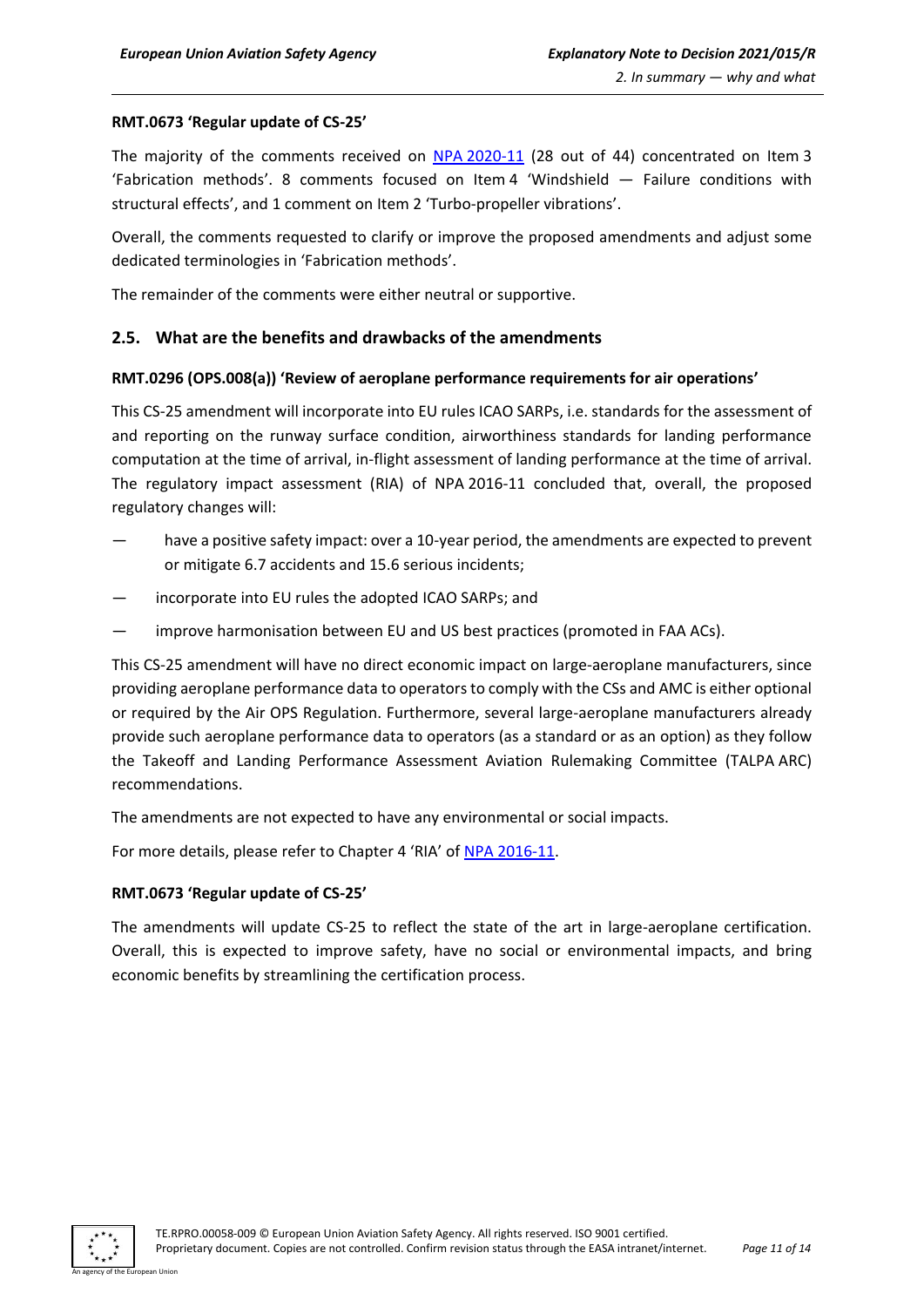**RMT.0673 'Regular update of CS-25'**

The majority of the comments received on [NPA 2020-11](#) (28 out of 44) concentrated on Item 3 'Fabrication methods'. 8 comments focused on Item 4 'Windshield — Failure conditions with structural effects', and 1 comment on Item 2 'Turbo-propeller vibrations'.

Overall, the comments requested to clarify or improve the proposed amendments and adjust some dedicated terminologies in 'Fabrication methods'.

The remainder of the comments were either neutral or supportive.

## 2.5. What are the benefits and drawbacks of the amendments

**RMT.0296 (OPS.008(a)) 'Review of aeroplane performance requirements for air operations'**

This CS-25 amendment will incorporate into EU rules ICAO SARPs, i.e. standards for the assessment of and reporting on the runway surface condition, airworthiness standards for landing performance computation at the time of arrival, in-flight assessment of landing performance at the time of arrival. The regulatory impact assessment (RIA) of NPA 2016-11 concluded that, overall, the proposed regulatory changes will:

- have a positive safety impact: over a 10-year period, the amendments are expected to prevent or mitigate 6.7 accidents and 15.6 serious incidents;
- incorporate into EU rules the adopted ICAO SARPs; and
- improve harmonisation between EU and US best practices (promoted in FAA ACs).

This CS-25 amendment will have no direct economic impact on large-aeroplane manufacturers, since providing aeroplane performance data to operators to comply with the CSs and AMC is either optional or required by the Air OPS Regulation. Furthermore, several large-aeroplane manufacturers already provide such aeroplane performance data to operators (as a standard or as an option) as they follow the Takeoff and Landing Performance Assessment Aviation Rulemaking Committee (TALPA ARC) recommendations.

The amendments are not expected to have any environmental or social impacts.

For more details, please refer to Chapter 4 'RIA' of [NPA 2016-11](#).

**RMT.0673 'Regular update of CS-25'**

The amendments will update CS-25 to reflect the state of the art in large-aeroplane certification. Overall, this is expected to improve safety, have no social or environmental impacts, and bring economic benefits by streamlining the certification process.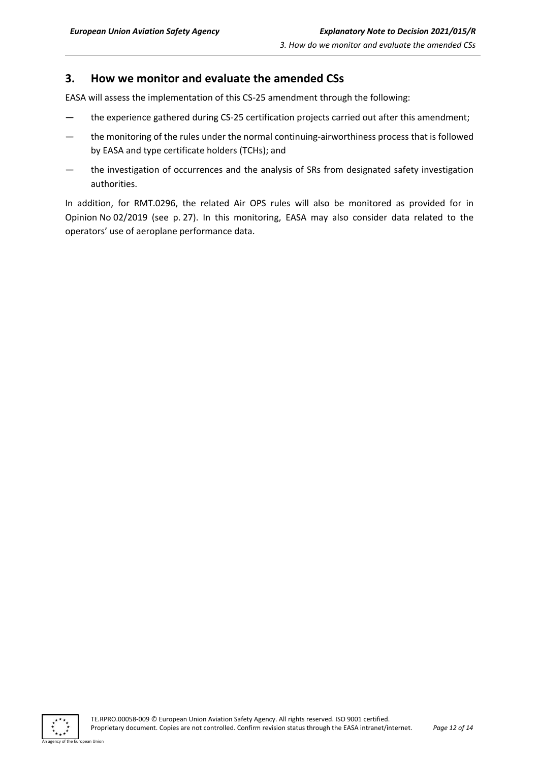## 3. How we monitor and evaluate the amended CSs

EASA will assess the implementation of this CS-25 amendment through the following:

— the experience gathered during CS-25 certification projects carried out after this amendment;

— the monitoring of the rules under the normal continuing-airworthiness process that is followed by EASA and type certificate holders (TCHs); and

— the investigation of occurrences and the analysis of SRs from designated safety investigation authorities.

In addition, for RMT.0296, the related Air OPS rules will also be monitored as provided for in Opinion No 02/2019 (see p. 27). In this monitoring, EASA may also consider data related to the operators' use of aeroplane performance data.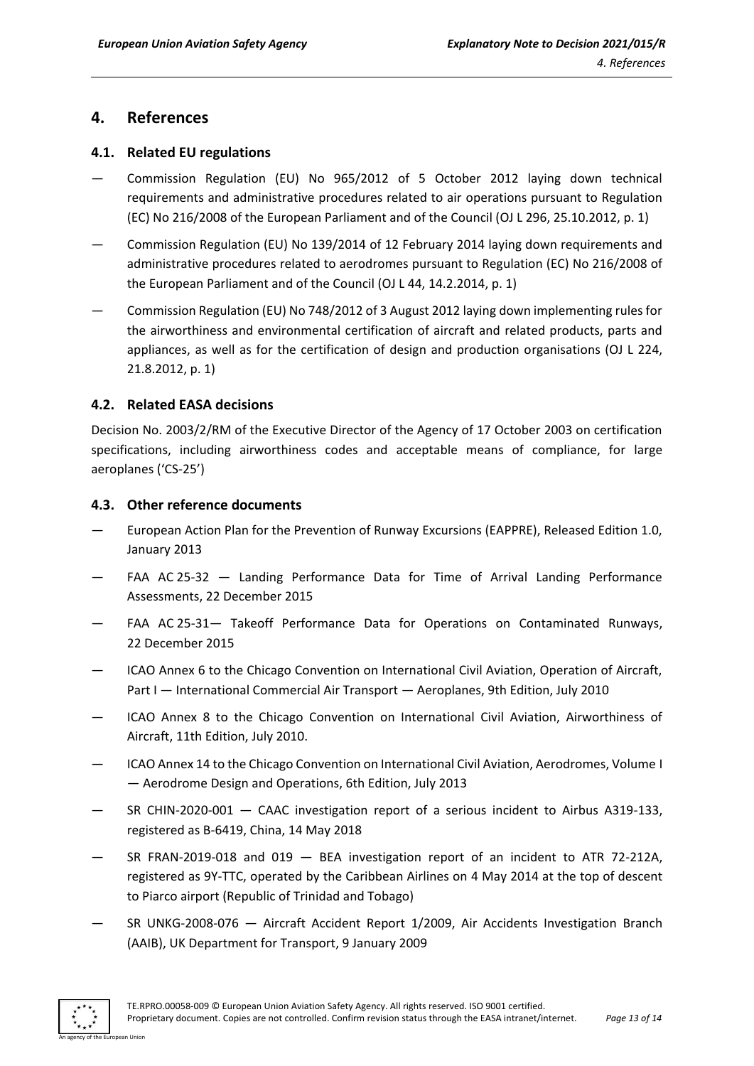## 4. References

### 4.1. Related EU regulations

— Commission Regulation (EU) No 965/2012 of 5 October 2012 laying down technical requirements and administrative procedures related to air operations pursuant to Regulation (EC) No 216/2008 of the European Parliament and of the Council (OJ L 296, 25.10.2012, p. 1)

— Commission Regulation (EU) No 139/2014 of 12 February 2014 laying down requirements and administrative procedures related to aerodromes pursuant to Regulation (EC) No 216/2008 of the European Parliament and of the Council (OJ L 44, 14.2.2014, p. 1)

— Commission Regulation (EU) No 748/2012 of 3 August 2012 laying down implementing rules for the airworthiness and environmental certification of aircraft and related products, parts and appliances, as well as for the certification of design and production organisations (OJ L 224, 21.8.2012, p. 1)

### 4.2. Related EASA decisions

Decision No. 2003/2/RM of the Executive Director of the Agency of 17 October 2003 on certification specifications, including airworthiness codes and acceptable means of compliance, for large aeroplanes ('CS-25')

### 4.3. Other reference documents

— European Action Plan for the Prevention of Runway Excursions (EAPPRE), Released Edition 1.0, January 2013

— FAA AC 25-32 — Landing Performance Data for Time of Arrival Landing Performance Assessments, 22 December 2015

— FAA AC 25-31— Takeoff Performance Data for Operations on Contaminated Runways, 22 December 2015

— ICAO Annex 6 to the Chicago Convention on International Civil Aviation, Operation of Aircraft, Part I — International Commercial Air Transport — Aeroplanes, 9th Edition, July 2010

— ICAO Annex 8 to the Chicago Convention on International Civil Aviation, Airworthiness of Aircraft, 11th Edition, July 2010.

— ICAO Annex 14 to the Chicago Convention on International Civil Aviation, Aerodromes, Volume I — Aerodrome Design and Operations, 6th Edition, July 2013

— SR CHIN-2020-001 — CAAC investigation report of a serious incident to Airbus A319-133, registered as B-6419, China, 14 May 2018

— SR FRAN-2019-018 and 019 — BEA investigation report of an incident to ATR 72-212A, registered as 9Y-TTC, operated by the Caribbean Airlines on 4 May 2014 at the top of descent to Piarco airport (Republic of Trinidad and Tobago)

— SR UNKG-2008-076 — Aircraft Accident Report 1/2009, Air Accidents Investigation Branch (AAIB), UK Department for Transport, 9 January 2009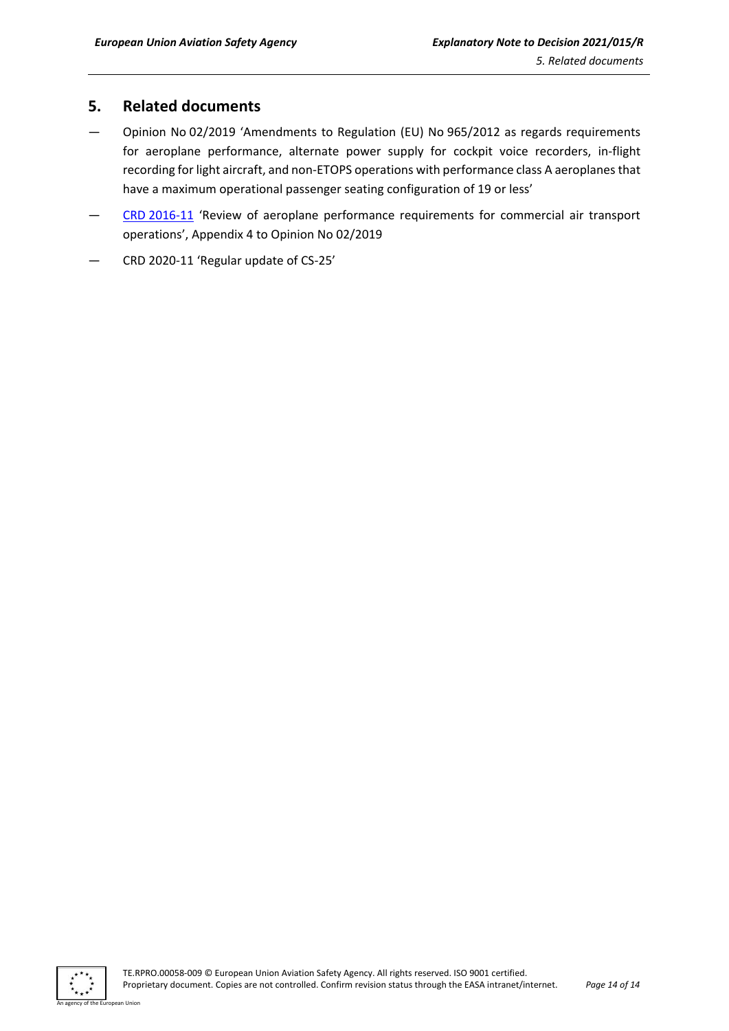## 5. Related documents

- Opinion No 02/2019 'Amendments to Regulation (EU) No 965/2012 as regards requirements for aeroplane performance, alternate power supply for cockpit voice recorders, in-flight recording for light aircraft, and non-ETOPS operations with performance class A aeroplanes that have a maximum operational passenger seating configuration of 19 or less'
- CRD 2016-11 'Review of aeroplane performance requirements for commercial air transport operations', Appendix 4 to Opinion No 02/2019
- CRD 2020-11 'Regular update of CS-25'